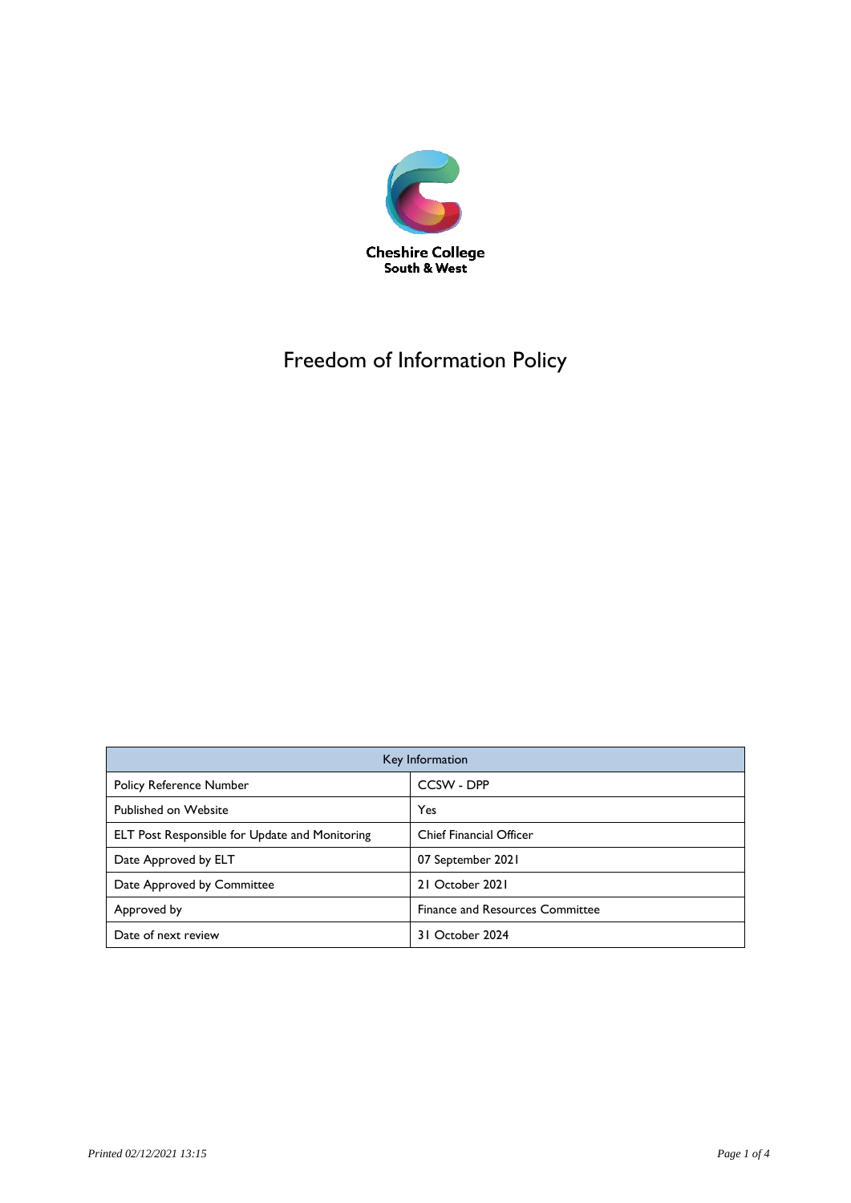Cheshire College
South & West

# Freedom of Information Policy

| Key Information | |
|---|---|
| Policy Reference Number | CCSW - DPP |
| Published on Website | Yes |
| ELT Post Responsible for Update and Monitoring | Chief Financial Officer |
| Date Approved by ELT | 07 September 2021 |
| Date Approved by Committee | 21 October 2021 |
| Approved by | Finance and Resources Committee |
| Date of next review | 31 October 2024 |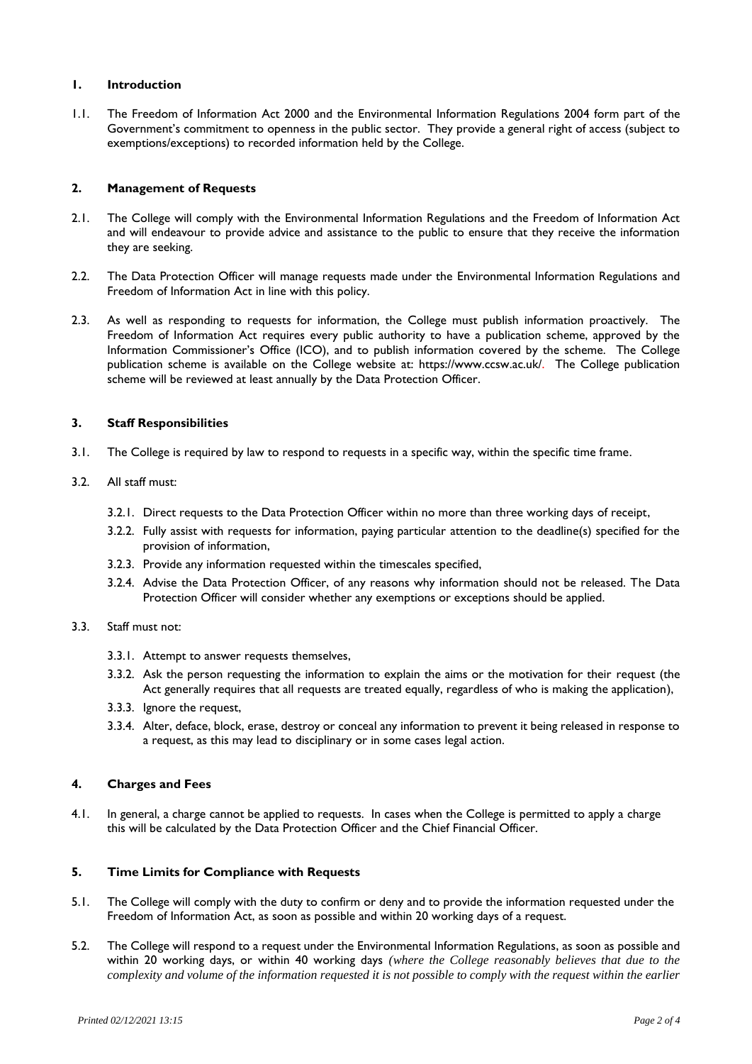## 1. Introduction

1.1. The Freedom of Information Act 2000 and the Environmental Information Regulations 2004 form part of the Government's commitment to openness in the public sector. They provide a general right of access (subject to exemptions/exceptions) to recorded information held by the College.

## 2. Management of Requests

2.1. The College will comply with the Environmental Information Regulations and the Freedom of Information Act and will endeavour to provide advice and assistance to the public to ensure that they receive the information they are seeking.

2.2. The Data Protection Officer will manage requests made under the Environmental Information Regulations and Freedom of Information Act in line with this policy.

2.3. As well as responding to requests for information, the College must publish information proactively. The Freedom of Information Act requires every public authority to have a publication scheme, approved by the Information Commissioner's Office (ICO), and to publish information covered by the scheme. The College publication scheme is available on the College website at: https://www.ccsw.ac.uk/. The College publication scheme will be reviewed at least annually by the Data Protection Officer.

## 3. Staff Responsibilities

3.1. The College is required by law to respond to requests in a specific way, within the specific time frame.

3.2. All staff must:

- 3.2.1. Direct requests to the Data Protection Officer within no more than three working days of receipt,
- 3.2.2. Fully assist with requests for information, paying particular attention to the deadline(s) specified for the provision of information,
- 3.2.3. Provide any information requested within the timescales specified,
- 3.2.4. Advise the Data Protection Officer, of any reasons why information should not be released. The Data Protection Officer will consider whether any exemptions or exceptions should be applied.

3.3. Staff must not:

- 3.3.1. Attempt to answer requests themselves,
- 3.3.2. Ask the person requesting the information to explain the aims or the motivation for their request (the Act generally requires that all requests are treated equally, regardless of who is making the application),
- 3.3.3. Ignore the request,
- 3.3.4. Alter, deface, block, erase, destroy or conceal any information to prevent it being released in response to a request, as this may lead to disciplinary or in some cases legal action.

## 4. Charges and Fees

4.1. In general, a charge cannot be applied to requests. In cases when the College is permitted to apply a charge this will be calculated by the Data Protection Officer and the Chief Financial Officer.

## 5. Time Limits for Compliance with Requests

5.1. The College will comply with the duty to confirm or deny and to provide the information requested under the Freedom of Information Act, as soon as possible and within 20 working days of a request.

5.2. The College will respond to a request under the Environmental Information Regulations, as soon as possible and within 20 working days, or within 40 working days *(where the College reasonably believes that due to the complexity and volume of the information requested it is not possible to comply with the request within the earlier*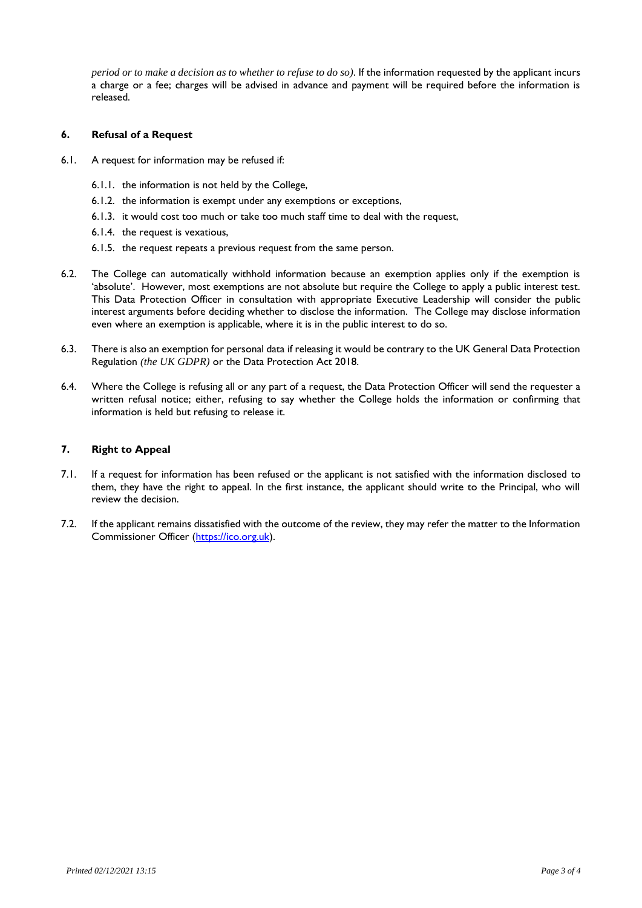*period or to make a decision as to whether to refuse to do so).* If the information requested by the applicant incurs a charge or a fee; charges will be advised in advance and payment will be required before the information is released.

## 6. Refusal of a Request

6.1. A request for information may be refused if:

6.1.1. the information is not held by the College,

6.1.2. the information is exempt under any exemptions or exceptions,

6.1.3. it would cost too much or take too much staff time to deal with the request,

6.1.4. the request is vexatious,

6.1.5. the request repeats a previous request from the same person.

6.2. The College can automatically withhold information because an exemption applies only if the exemption is 'absolute'. However, most exemptions are not absolute but require the College to apply a public interest test. This Data Protection Officer in consultation with appropriate Executive Leadership will consider the public interest arguments before deciding whether to disclose the information. The College may disclose information even where an exemption is applicable, where it is in the public interest to do so.

6.3. There is also an exemption for personal data if releasing it would be contrary to the UK General Data Protection Regulation *(the UK GDPR)* or the Data Protection Act 2018.

6.4. Where the College is refusing all or any part of a request, the Data Protection Officer will send the requester a written refusal notice; either, refusing to say whether the College holds the information or confirming that information is held but refusing to release it.

## 7. Right to Appeal

7.1. If a request for information has been refused or the applicant is not satisfied with the information disclosed to them, they have the right to appeal. In the first instance, the applicant should write to the Principal, who will review the decision.

7.2. If the applicant remains dissatisfied with the outcome of the review, they may refer the matter to the Information Commissioner Officer (https://ico.org.uk).

*Printed 02/12/2021 13:15*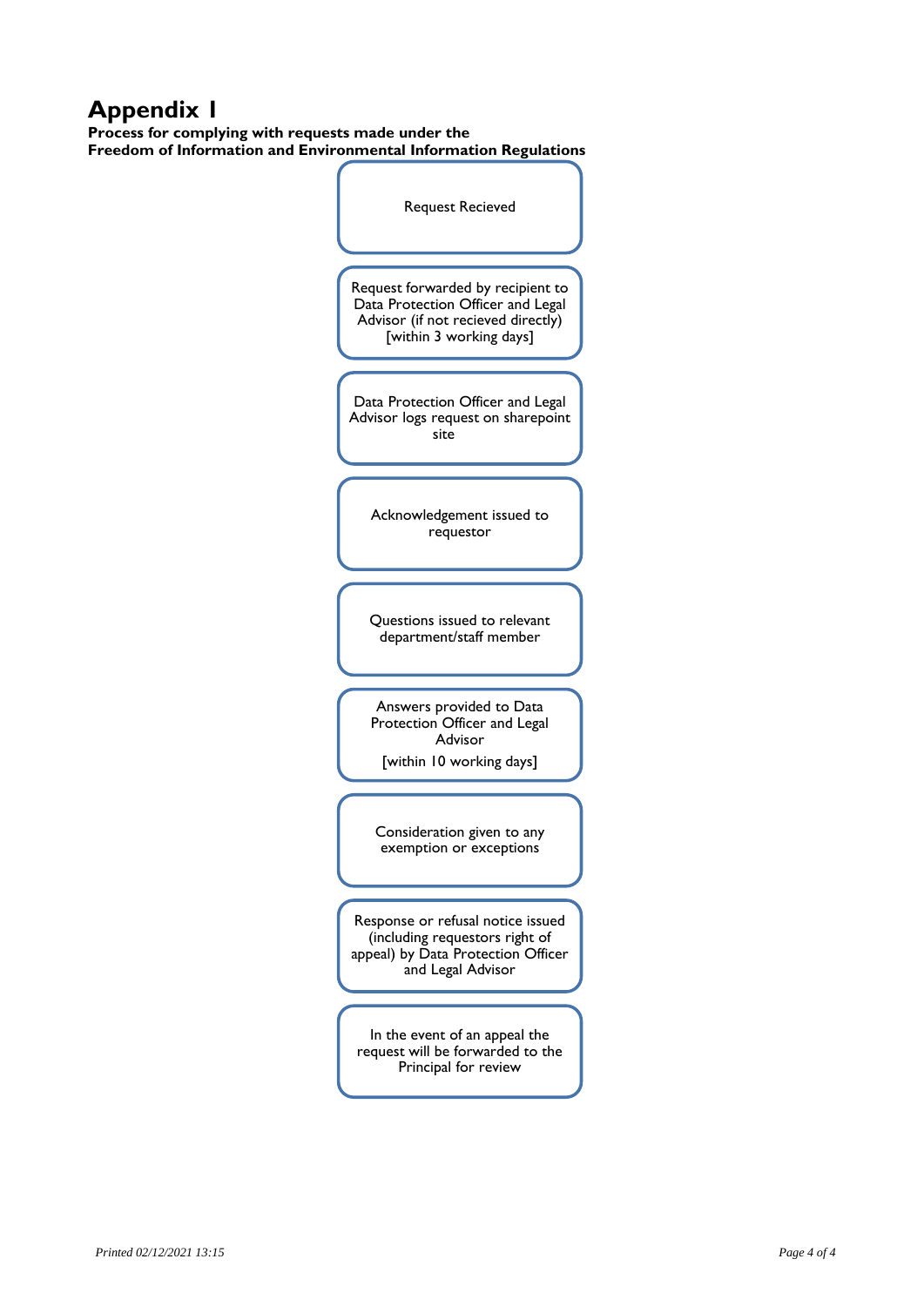# Appendix 1

**Process for complying with requests made under the**
**Freedom of Information and Environmental Information Regulations**

Request Recieved

Request forwarded by recipient to Data Protection Officer and Legal Advisor (if not recieved directly) [within 3 working days]

Data Protection Officer and Legal Advisor logs request on sharepoint site

Acknowledgement issued to requestor

Questions issued to relevant department/staff member

Answers provided to Data Protection Officer and Legal Advisor

[within 10 working days]

Consideration given to any exemption or exceptions

Response or refusal notice issued (including requestors right of appeal) by Data Protection Officer and Legal Advisor

In the event of an appeal the request will be forwarded to the Principal for review